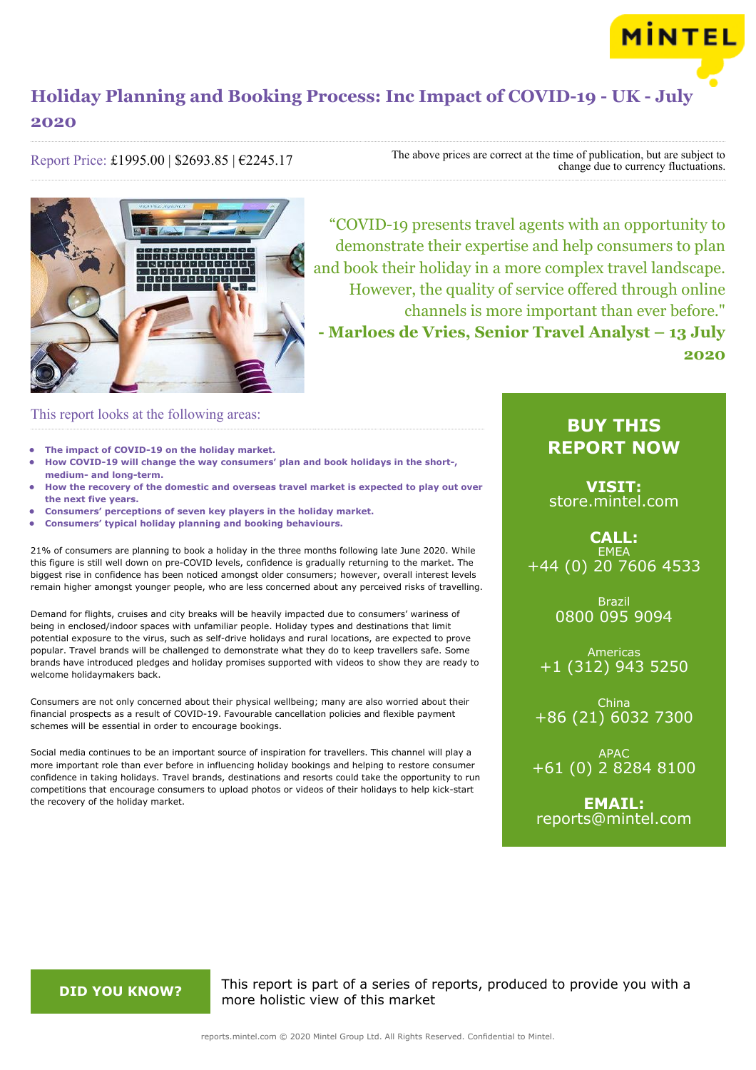# Holiday Planning and Booking Process: Inc Impact of COVID-19 - UK - July 2020

Report Price: £1995.00 | $2693.85 | €2245.17

The above prices are correct at the time of publication, but are subject to change due to currency fluctuations.

"COVID-19 presents travel agents with an opportunity to demonstrate their expertise and help consumers to plan and book their holiday in a more complex travel landscape. However, the quality of service offered through online channels is more important than ever before."
**- Marloes de Vries, Senior Travel Analyst – 13 July 2020**

## This report looks at the following areas:

- **The impact of COVID-19 on the holiday market.**
- **How COVID-19 will change the way consumers' plan and book holidays in the short-, medium- and long-term.**
- **How the recovery of the domestic and overseas travel market is expected to play out over the next five years.**
- **Consumers' perceptions of seven key players in the holiday market.**
- **Consumers' typical holiday planning and booking behaviours.**

21% of consumers are planning to book a holiday in the three months following late June 2020. While this figure is still well down on pre-COVID levels, confidence is gradually returning to the market. The biggest rise in confidence has been noticed amongst older consumers; however, overall interest levels remain higher amongst younger people, who are less concerned about any perceived risks of travelling.

Demand for flights, cruises and city breaks will be heavily impacted due to consumers' wariness of being in enclosed/indoor spaces with unfamiliar people. Holiday types and destinations that limit potential exposure to the virus, such as self-drive holidays and rural locations, are expected to prove popular. Travel brands will be challenged to demonstrate what they do to keep travellers safe. Some brands have introduced pledges and holiday promises supported with videos to show they are ready to welcome holidaymakers back.

Consumers are not only concerned about their physical wellbeing; many are also worried about their financial prospects as a result of COVID-19. Favourable cancellation policies and flexible payment schemes will be essential in order to encourage bookings.

Social media continues to be an important source of inspiration for travellers. This channel will play a more important role than ever before in influencing holiday bookings and helping to restore consumer confidence in taking holidays. Travel brands, destinations and resorts could take the opportunity to run competitions that encourage consumers to upload photos or videos of their holidays to help kick-start the recovery of the holiday market.

**BUY THIS REPORT NOW**

**VISIT:**
store.mintel.com

**CALL:**
EMEA
+44 (0) 20 7606 4533

Brazil
0800 095 9094

Americas
+1 (312) 943 5250

China
+86 (21) 6032 7300

APAC
+61 (0) 2 8284 8100

**EMAIL:**
reports@mintel.com

**DID YOU KNOW?**

This report is part of a series of reports, produced to provide you with a more holistic view of this market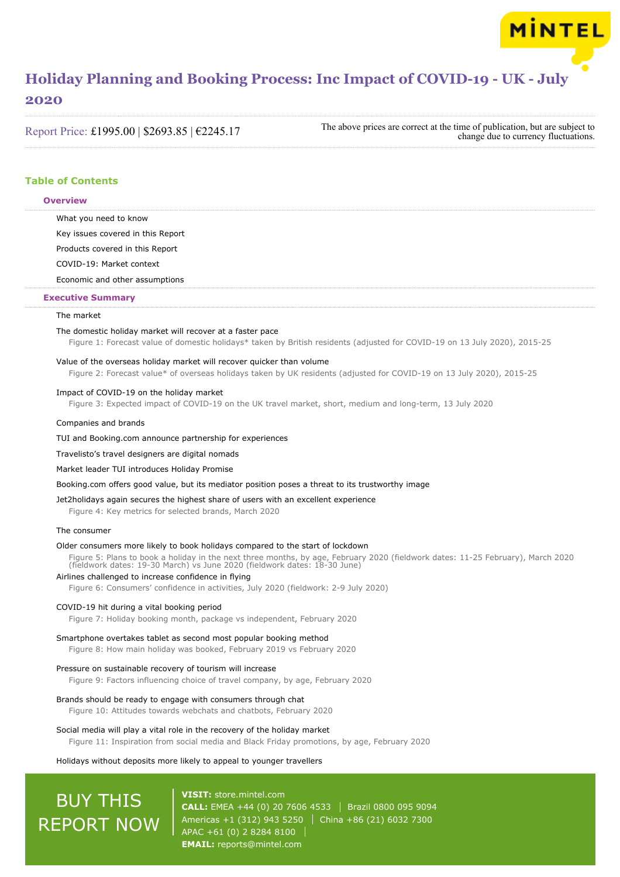# Holiday Planning and Booking Process: Inc Impact of COVID-19 - UK - July 2020

Report Price: £1995.00 | $2693.85 | €2245.17

The above prices are correct at the time of publication, but are subject to change due to currency fluctuations.

## Table of Contents

### Overview

What you need to know

Key issues covered in this Report

Products covered in this Report

COVID-19: Market context

Economic and other assumptions

### Executive Summary

The market

The domestic holiday market will recover at a faster pace

Figure 1: Forecast value of domestic holidays* taken by British residents (adjusted for COVID-19 on 13 July 2020), 2015-25

Value of the overseas holiday market will recover quicker than volume

Figure 2: Forecast value* of overseas holidays taken by UK residents (adjusted for COVID-19 on 13 July 2020), 2015-25

Impact of COVID-19 on the holiday market

Figure 3: Expected impact of COVID-19 on the UK travel market, short, medium and long-term, 13 July 2020

Companies and brands

TUI and Booking.com announce partnership for experiences

Travelisto's travel designers are digital nomads

Market leader TUI introduces Holiday Promise

Booking.com offers good value, but its mediator position poses a threat to its trustworthy image

Jet2holidays again secures the highest share of users with an excellent experience

Figure 4: Key metrics for selected brands, March 2020

The consumer

Older consumers more likely to book holidays compared to the start of lockdown

Figure 5: Plans to book a holiday in the next three months, by age, February 2020 (fieldwork dates: 11-25 February), March 2020 (fieldwork dates: 19-30 March) vs June 2020 (fieldwork dates: 18-30 June)

Airlines challenged to increase confidence in flying

Figure 6: Consumers' confidence in activities, July 2020 (fieldwork: 2-9 July 2020)

COVID-19 hit during a vital booking period

Figure 7: Holiday booking month, package vs independent, February 2020

Smartphone overtakes tablet as second most popular booking method

Figure 8: How main holiday was booked, February 2019 vs February 2020

Pressure on sustainable recovery of tourism will increase

Figure 9: Factors influencing choice of travel company, by age, February 2020

Brands should be ready to engage with consumers through chat

Figure 10: Attitudes towards webchats and chatbots, February 2020

Social media will play a vital role in the recovery of the holiday market

Figure 11: Inspiration from social media and Black Friday promotions, by age, February 2020

Holidays without deposits more likely to appeal to younger travellers

BUY THIS REPORT NOW

**VISIT:** store.mintel.com

**CALL:** EMEA +44 (0) 20 7606 4533 | Brazil 0800 095 9094
Americas +1 (312) 943 5250 | China +86 (21) 6032 7300
APAC +61 (0) 2 8284 8100

**EMAIL:** reports@mintel.com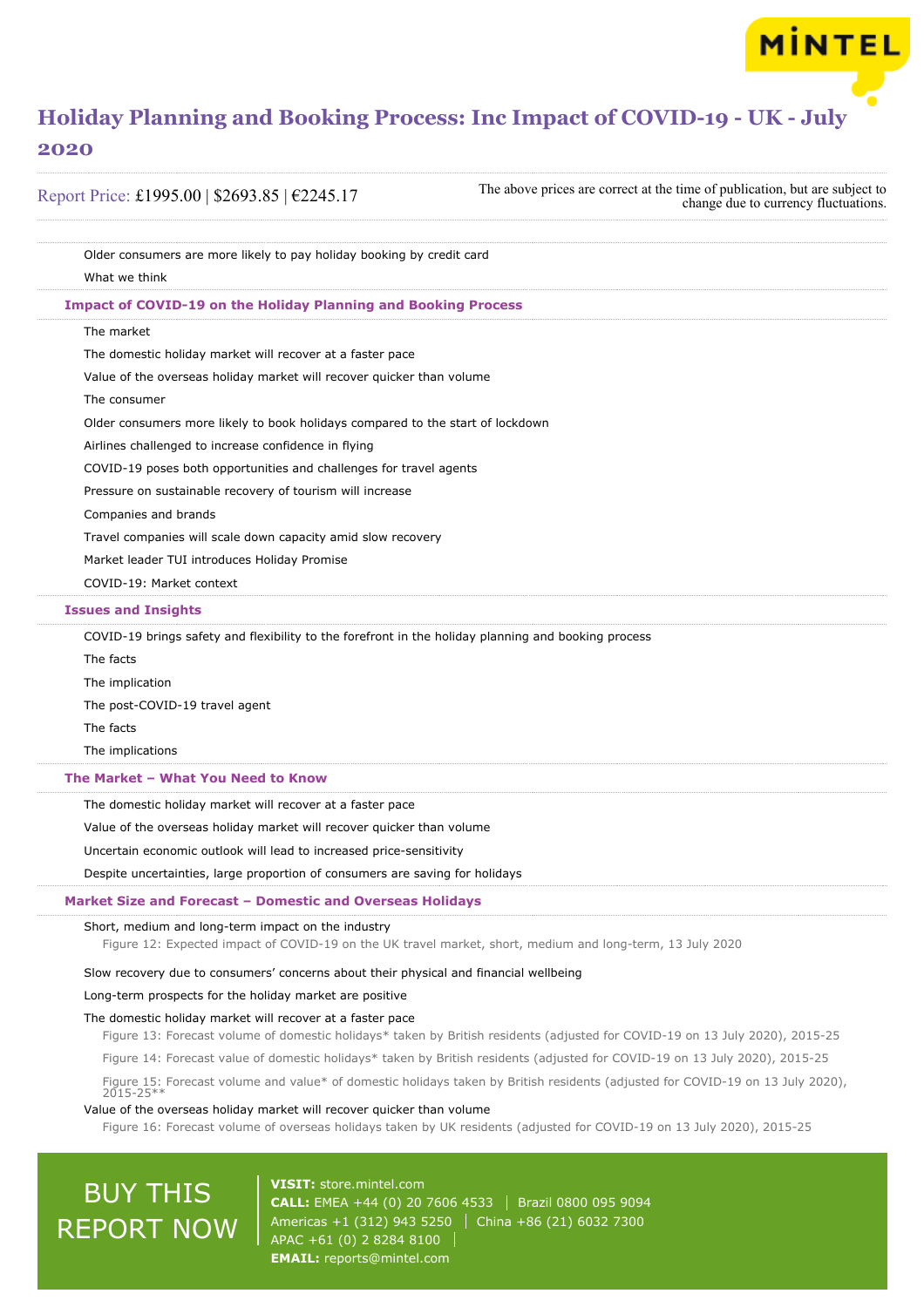Older consumers are more likely to pay holiday booking by credit card

What we think

### Impact of COVID-19 on the Holiday Planning and Booking Process

The market

The domestic holiday market will recover at a faster pace

Value of the overseas holiday market will recover quicker than volume

The consumer

Older consumers more likely to book holidays compared to the start of lockdown

Airlines challenged to increase confidence in flying

COVID-19 poses both opportunities and challenges for travel agents

Pressure on sustainable recovery of tourism will increase

Companies and brands

Travel companies will scale down capacity amid slow recovery

Market leader TUI introduces Holiday Promise

COVID-19: Market context

### Issues and Insights

COVID-19 brings safety and flexibility to the forefront in the holiday planning and booking process

The facts

The implication

The post-COVID-19 travel agent

The facts

The implications

### The Market – What You Need to Know

The domestic holiday market will recover at a faster pace

Value of the overseas holiday market will recover quicker than volume

Uncertain economic outlook will lead to increased price-sensitivity

Despite uncertainties, large proportion of consumers are saving for holidays

### Market Size and Forecast – Domestic and Overseas Holidays

Short, medium and long-term impact on the industry

Figure 12: Expected impact of COVID-19 on the UK travel market, short, medium and long-term, 13 July 2020

Slow recovery due to consumers' concerns about their physical and financial wellbeing

Long-term prospects for the holiday market are positive

The domestic holiday market will recover at a faster pace

Figure 13: Forecast volume of domestic holidays* taken by British residents (adjusted for COVID-19 on 13 July 2020), 2015-25

Figure 14: Forecast value of domestic holidays* taken by British residents (adjusted for COVID-19 on 13 July 2020), 2015-25

Figure 15: Forecast volume and value* of domestic holidays taken by British residents (adjusted for COVID-19 on 13 July 2020), 2015-25**

Value of the overseas holiday market will recover quicker than volume

Figure 16: Forecast volume of overseas holidays taken by UK residents (adjusted for COVID-19 on 13 July 2020), 2015-25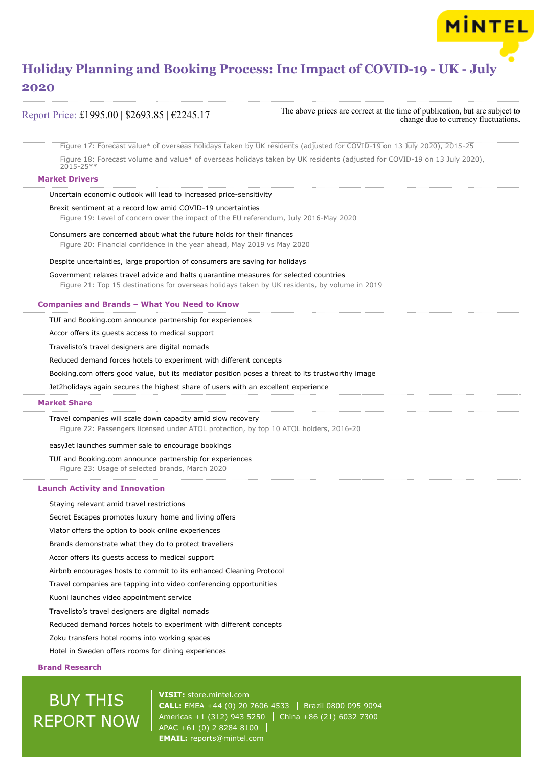Figure 17: Forecast value* of overseas holidays taken by UK residents (adjusted for COVID-19 on 13 July 2020), 2015-25

Figure 18: Forecast volume and value* of overseas holidays taken by UK residents (adjusted for COVID-19 on 13 July 2020), 2015-25**

## Market Drivers

Uncertain economic outlook will lead to increased price-sensitivity

Brexit sentiment at a record low amid COVID-19 uncertainties

Figure 19: Level of concern over the impact of the EU referendum, July 2016-May 2020

Consumers are concerned about what the future holds for their finances

Figure 20: Financial confidence in the year ahead, May 2019 vs May 2020

Despite uncertainties, large proportion of consumers are saving for holidays

Government relaxes travel advice and halts quarantine measures for selected countries

Figure 21: Top 15 destinations for overseas holidays taken by UK residents, by volume in 2019

## Companies and Brands – What You Need to Know

TUI and Booking.com announce partnership for experiences

Accor offers its guests access to medical support

Travelisto's travel designers are digital nomads

Reduced demand forces hotels to experiment with different concepts

Booking.com offers good value, but its mediator position poses a threat to its trustworthy image

Jet2holidays again secures the highest share of users with an excellent experience

## Market Share

Travel companies will scale down capacity amid slow recovery

Figure 22: Passengers licensed under ATOL protection, by top 10 ATOL holders, 2016-20

easyJet launches summer sale to encourage bookings

TUI and Booking.com announce partnership for experiences

Figure 23: Usage of selected brands, March 2020

## Launch Activity and Innovation

Staying relevant amid travel restrictions

Secret Escapes promotes luxury home and living offers

Viator offers the option to book online experiences

Brands demonstrate what they do to protect travellers

Accor offers its guests access to medical support

Airbnb encourages hosts to commit to its enhanced Cleaning Protocol

Travel companies are tapping into video conferencing opportunities

Kuoni launches video appointment service

Travelisto's travel designers are digital nomads

Reduced demand forces hotels to experiment with different concepts

Zoku transfers hotel rooms into working spaces

Hotel in Sweden offers rooms for dining experiences

## Brand Research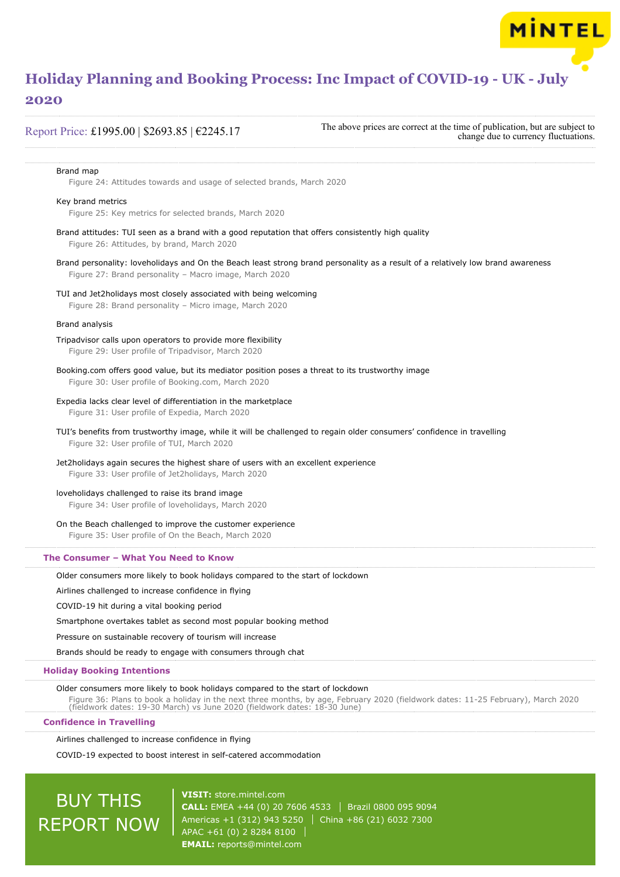Brand map

Figure 24: Attitudes towards and usage of selected brands, March 2020

Key brand metrics

Figure 25: Key metrics for selected brands, March 2020

Brand attitudes: TUI seen as a brand with a good reputation that offers consistently high quality

Figure 26: Attitudes, by brand, March 2020

Brand personality: loveholidays and On the Beach least strong brand personality as a result of a relatively low brand awareness

Figure 27: Brand personality – Macro image, March 2020

TUI and Jet2holidays most closely associated with being welcoming

Figure 28: Brand personality – Micro image, March 2020

Brand analysis

Tripadvisor calls upon operators to provide more flexibility

Figure 29: User profile of Tripadvisor, March 2020

Booking.com offers good value, but its mediator position poses a threat to its trustworthy image

Figure 30: User profile of Booking.com, March 2020

Expedia lacks clear level of differentiation in the marketplace

Figure 31: User profile of Expedia, March 2020

TUI's benefits from trustworthy image, while it will be challenged to regain older consumers' confidence in travelling

Figure 32: User profile of TUI, March 2020

Jet2holidays again secures the highest share of users with an excellent experience

Figure 33: User profile of Jet2holidays, March 2020

loveholidays challenged to raise its brand image

Figure 34: User profile of loveholidays, March 2020

On the Beach challenged to improve the customer experience

Figure 35: User profile of On the Beach, March 2020

## The Consumer – What You Need to Know

Older consumers more likely to book holidays compared to the start of lockdown

Airlines challenged to increase confidence in flying

COVID-19 hit during a vital booking period

Smartphone overtakes tablet as second most popular booking method

Pressure on sustainable recovery of tourism will increase

Brands should be ready to engage with consumers through chat

## Holiday Booking Intentions

Older consumers more likely to book holidays compared to the start of lockdown

Figure 36: Plans to book a holiday in the next three months, by age, February 2020 (fieldwork dates: 11-25 February), March 2020 (fieldwork dates: 19-30 March) vs June 2020 (fieldwork dates: 18-30 June)

## Confidence in Travelling

Airlines challenged to increase confidence in flying

COVID-19 expected to boost interest in self-catered accommodation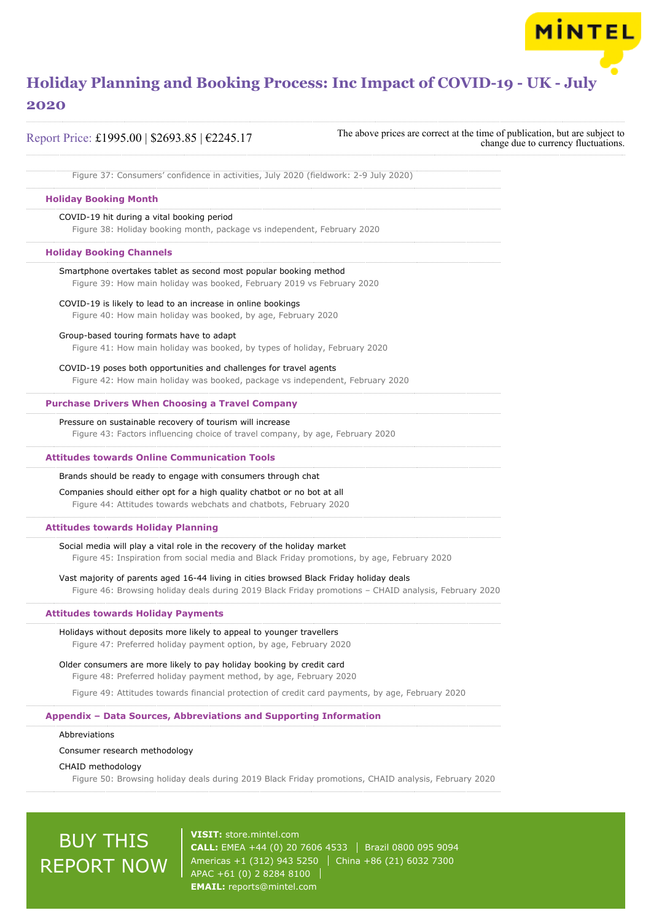Figure 37: Consumers' confidence in activities, July 2020 (fieldwork: 2-9 July 2020)

## Holiday Booking Month

COVID-19 hit during a vital booking period

Figure 38: Holiday booking month, package vs independent, February 2020

## Holiday Booking Channels

Smartphone overtakes tablet as second most popular booking method

Figure 39: How main holiday was booked, February 2019 vs February 2020

COVID-19 is likely to lead to an increase in online bookings

Figure 40: How main holiday was booked, by age, February 2020

Group-based touring formats have to adapt

Figure 41: How main holiday was booked, by types of holiday, February 2020

COVID-19 poses both opportunities and challenges for travel agents

Figure 42: How main holiday was booked, package vs independent, February 2020

## Purchase Drivers When Choosing a Travel Company

Pressure on sustainable recovery of tourism will increase

Figure 43: Factors influencing choice of travel company, by age, February 2020

## Attitudes towards Online Communication Tools

Brands should be ready to engage with consumers through chat

Companies should either opt for a high quality chatbot or no bot at all

Figure 44: Attitudes towards webchats and chatbots, February 2020

## Attitudes towards Holiday Planning

Social media will play a vital role in the recovery of the holiday market

Figure 45: Inspiration from social media and Black Friday promotions, by age, February 2020

Vast majority of parents aged 16-44 living in cities browsed Black Friday holiday deals

Figure 46: Browsing holiday deals during 2019 Black Friday promotions – CHAID analysis, February 2020

## Attitudes towards Holiday Payments

Holidays without deposits more likely to appeal to younger travellers

Figure 47: Preferred holiday payment option, by age, February 2020

Older consumers are more likely to pay holiday booking by credit card

Figure 48: Preferred holiday payment method, by age, February 2020

Figure 49: Attitudes towards financial protection of credit card payments, by age, February 2020

## Appendix – Data Sources, Abbreviations and Supporting Information

Abbreviations

Consumer research methodology

CHAID methodology

Figure 50: Browsing holiday deals during 2019 Black Friday promotions, CHAID analysis, February 2020

BUY THIS REPORT NOW

**VISIT:** store.mintel.com
**CALL:** EMEA +44 (0) 20 7606 4533 | Brazil 0800 095 9094
Americas +1 (312) 943 5250 | China +86 (21) 6032 7300
APAC +61 (0) 2 8284 8100
**EMAIL:** reports@mintel.com